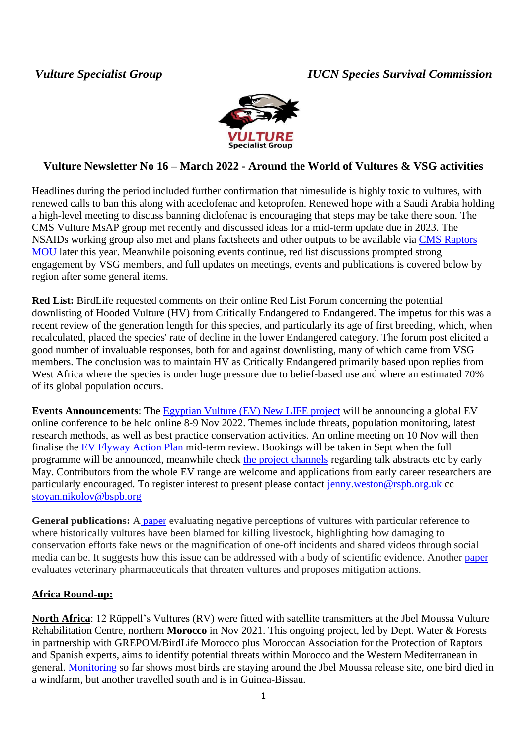*Vulture Specialist Group* *IUCN Species Survival Commission*

VULTURE Specialist Group

## Vulture Newsletter No 16 – March 2022 - Around the World of Vultures & VSG activities

Headlines during the period included further confirmation that nimesulide is highly toxic to vultures, with renewed calls to ban this along with aceclofenac and ketoprofen. Renewed hope with a Saudi Arabia holding a high-level meeting to discuss banning diclofenac is encouraging that steps may be take there soon. The CMS Vulture MsAP group met recently and discussed ideas for a mid-term update due in 2023. The NSAIDs working group also met and plans factsheets and other outputs to be available via CMS Raptors MOU later this year. Meanwhile poisoning events continue, red list discussions prompted strong engagement by VSG members, and full updates on meetings, events and publications is covered below by region after some general items.

**Red List:** BirdLife requested comments on their online Red List Forum concerning the potential downlisting of Hooded Vulture (HV) from Critically Endangered to Endangered. The impetus for this was a recent review of the generation length for this species, and particularly its age of first breeding, which, when recalculated, placed the species' rate of decline in the lower Endangered category. The forum post elicited a good number of invaluable responses, both for and against downlisting, many of which came from VSG members. The conclusion was to maintain HV as Critically Endangered primarily based upon replies from West Africa where the species is under huge pressure due to belief-based use and where an estimated 70% of its global population occurs.

**Events Announcements**: The Egyptian Vulture (EV) New LIFE project will be announcing a global EV online conference to be held online 8-9 Nov 2022. Themes include threats, population monitoring, latest research methods, as well as best practice conservation activities. An online meeting on 10 Nov will then finalise the EV Flyway Action Plan mid-term review. Bookings will be taken in Sept when the full programme will be announced, meanwhile check the project channels regarding talk abstracts etc by early May. Contributors from the whole EV range are welcome and applications from early career researchers are particularly encouraged. To register interest to present please contact jenny.weston@rspb.org.uk cc stoyan.nikolov@bspb.org

**General publications:** A paper evaluating negative perceptions of vultures with particular reference to where historically vultures have been blamed for killing livestock, highlighting how damaging to conservation efforts fake news or the magnification of one-off incidents and shared videos through social media can be. It suggests how this issue can be addressed with a body of scientific evidence. Another paper evaluates veterinary pharmaceuticals that threaten vultures and proposes mitigation actions.

## Africa Round-up:

**North Africa**: 12 Rüppell's Vultures (RV) were fitted with satellite transmitters at the Jbel Moussa Vulture Rehabilitation Centre, northern **Morocco** in Nov 2021. This ongoing project, led by Dept. Water & Forests in partnership with GREPOM/BirdLife Morocco plus Moroccan Association for the Protection of Raptors and Spanish experts, aims to identify potential threats within Morocco and the Western Mediterranean in general. Monitoring so far shows most birds are staying around the Jbel Moussa release site, one bird died in a windfarm, but another travelled south and is in Guinea-Bissau.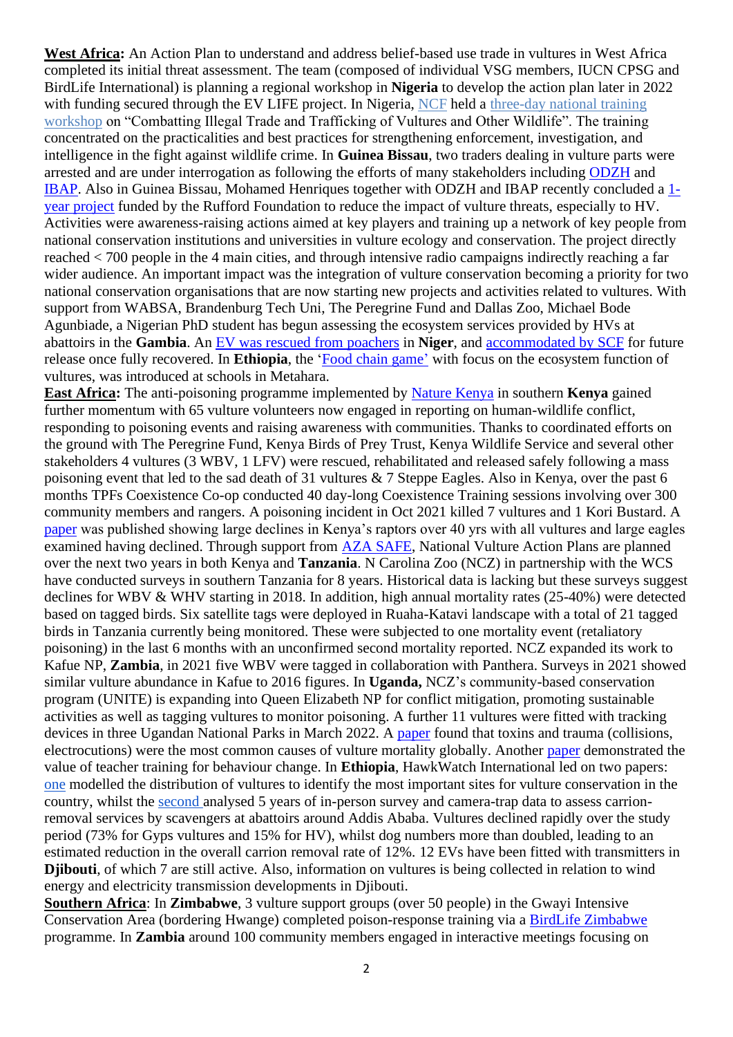**West Africa:** An Action Plan to understand and address belief-based use trade in vultures in West Africa completed its initial threat assessment. The team (composed of individual VSG members, IUCN CPSG and BirdLife International) is planning a regional workshop in **Nigeria** to develop the action plan later in 2022 with funding secured through the EV LIFE project. In Nigeria, NCF held a three-day national training workshop on "Combatting Illegal Trade and Trafficking of Vultures and Other Wildlife". The training concentrated on the practicalities and best practices for strengthening enforcement, investigation, and intelligence in the fight against wildlife crime. In **Guinea Bissau**, two traders dealing in vulture parts were arrested and are under interrogation as following the efforts of many stakeholders including ODZH and IBAP. Also in Guinea Bissau, Mohamed Henriques together with ODZH and IBAP recently concluded a 1-year project funded by the Rufford Foundation to reduce the impact of vulture threats, especially to HV. Activities were awareness-raising actions aimed at key players and training up a network of key people from national conservation institutions and universities in vulture ecology and conservation. The project directly reached < 700 people in the 4 main cities, and through intensive radio campaigns indirectly reaching a far wider audience. An important impact was the integration of vulture conservation becoming a priority for two national conservation organisations that are now starting new projects and activities related to vultures. With support from WABSA, Brandenburg Tech Uni, The Peregrine Fund and Dallas Zoo, Michael Bode Agunbiade, a Nigerian PhD student has begun assessing the ecosystem services provided by HVs at abattoirs in the **Gambia**. An EV was rescued from poachers in **Niger**, and accommodated by SCF for future release once fully recovered. In **Ethiopia**, the 'Food chain game' with focus on the ecosystem function of vultures, was introduced at schools in Metahara.

**East Africa:** The anti-poisoning programme implemented by Nature Kenya in southern **Kenya** gained further momentum with 65 vulture volunteers now engaged in reporting on human-wildlife conflict, responding to poisoning events and raising awareness with communities. Thanks to coordinated efforts on the ground with The Peregrine Fund, Kenya Birds of Prey Trust, Kenya Wildlife Service and several other stakeholders 4 vultures (3 WBV, 1 LFV) were rescued, rehabilitated and released safely following a mass poisoning event that led to the sad death of 31 vultures & 7 Steppe Eagles. Also in Kenya, over the past 6 months TPFs Coexistence Co-op conducted 40 day-long Coexistence Training sessions involving over 300 community members and rangers. A poisoning incident in Oct 2021 killed 7 vultures and 1 Kori Bustard. A paper was published showing large declines in Kenya's raptors over 40 yrs with all vultures and large eagles examined having declined. Through support from AZA SAFE, National Vulture Action Plans are planned over the next two years in both Kenya and **Tanzania**. N Carolina Zoo (NCZ) in partnership with the WCS have conducted surveys in southern Tanzania for 8 years. Historical data is lacking but these surveys suggest declines for WBV & WHV starting in 2018. In addition, high annual mortality rates (25-40%) were detected based on tagged birds. Six satellite tags were deployed in Ruaha-Katavi landscape with a total of 21 tagged birds in Tanzania currently being monitored. These were subjected to one mortality event (retaliatory poisoning) in the last 6 months with an unconfirmed second mortality reported. NCZ expanded its work to Kafue NP, **Zambia**, in 2021 five WBV were tagged in collaboration with Panthera. Surveys in 2021 showed similar vulture abundance in Kafue to 2016 figures. In **Uganda,** NCZ's community-based conservation program (UNITE) is expanding into Queen Elizabeth NP for conflict mitigation, promoting sustainable activities as well as tagging vultures to monitor poisoning. A further 11 vultures were fitted with tracking devices in three Ugandan National Parks in March 2022. A paper found that toxins and trauma (collisions, electrocutions) were the most common causes of vulture mortality globally. Another paper demonstrated the value of teacher training for behaviour change. In **Ethiopia**, HawkWatch International led on two papers: one modelled the distribution of vultures to identify the most important sites for vulture conservation in the country, whilst the second analysed 5 years of in-person survey and camera-trap data to assess carrion-removal services by scavengers at abattoirs around Addis Ababa. Vultures declined rapidly over the study period (73% for Gyps vultures and 15% for HV), whilst dog numbers more than doubled, leading to an estimated reduction in the overall carrion removal rate of 12%. 12 EVs have been fitted with transmitters in **Djibouti**, of which 7 are still active. Also, information on vultures is being collected in relation to wind energy and electricity transmission developments in Djibouti.

**Southern Africa**: In **Zimbabwe**, 3 vulture support groups (over 50 people) in the Gwayi Intensive Conservation Area (bordering Hwange) completed poison-response training via a BirdLife Zimbabwe programme. In **Zambia** around 100 community members engaged in interactive meetings focusing on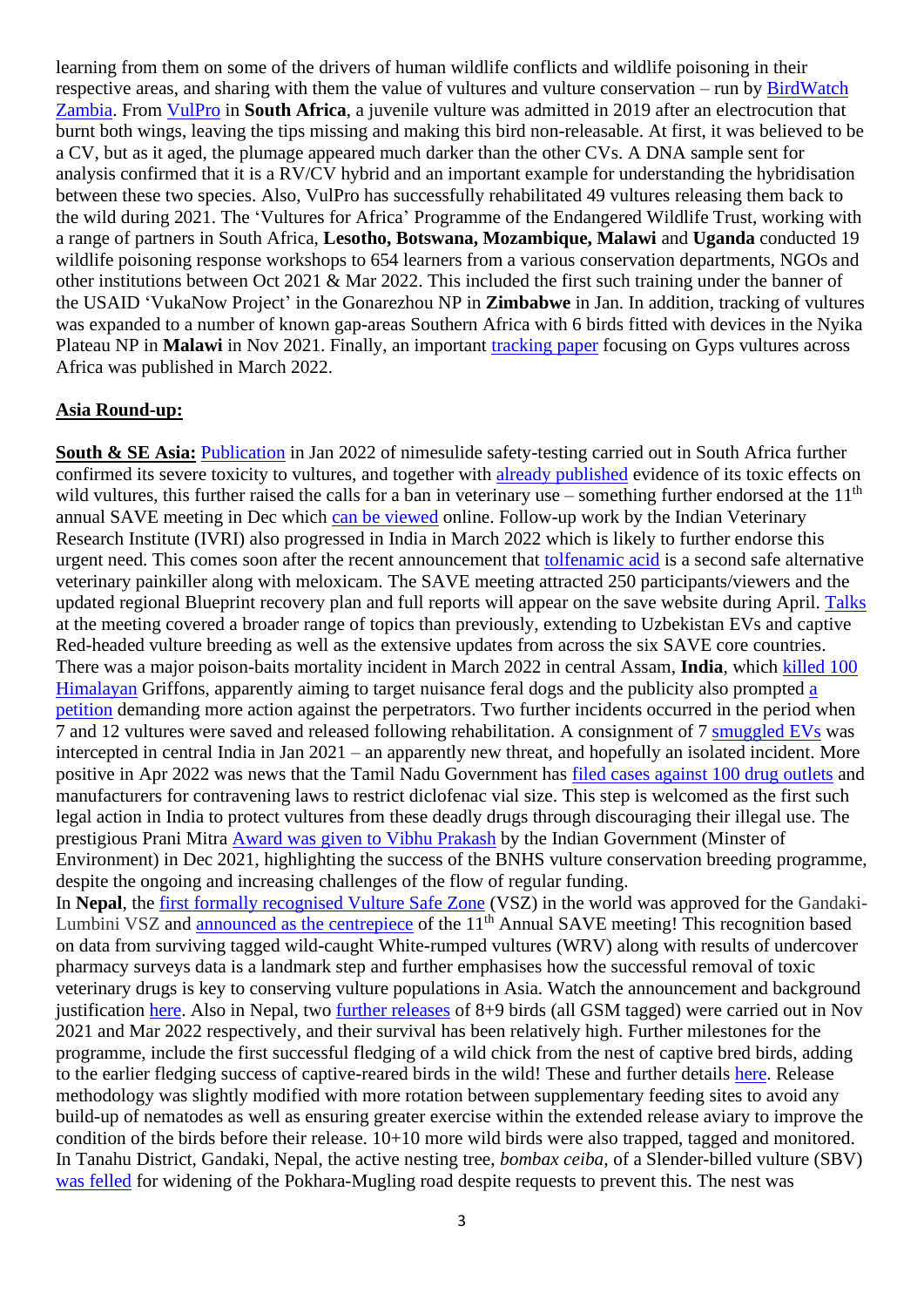learning from them on some of the drivers of human wildlife conflicts and wildlife poisoning in their respective areas, and sharing with them the value of vultures and vulture conservation – run by BirdWatch Zambia. From VulPro in **South Africa**, a juvenile vulture was admitted in 2019 after an electrocution that burnt both wings, leaving the tips missing and making this bird non-releasable. At first, it was believed to be a CV, but as it aged, the plumage appeared much darker than the other CVs. A DNA sample sent for analysis confirmed that it is a RV/CV hybrid and an important example for understanding the hybridisation between these two species. Also, VulPro has successfully rehabilitated 49 vultures releasing them back to the wild during 2021. The 'Vultures for Africa' Programme of the Endangered Wildlife Trust, working with a range of partners in South Africa, **Lesotho, Botswana, Mozambique, Malawi** and **Uganda** conducted 19 wildlife poisoning response workshops to 654 learners from a various conservation departments, NGOs and other institutions between Oct 2021 & Mar 2022. This included the first such training under the banner of the USAID 'VukaNow Project' in the Gonarezhou NP in **Zimbabwe** in Jan. In addition, tracking of vultures was expanded to a number of known gap-areas Southern Africa with 6 birds fitted with devices in the Nyika Plateau NP in **Malawi** in Nov 2021. Finally, an important tracking paper focusing on Gyps vultures across Africa was published in March 2022.

## Asia Round-up:

**South & SE Asia:** Publication in Jan 2022 of nimesulide safety-testing carried out in South Africa further confirmed its severe toxicity to vultures, and together with already published evidence of its toxic effects on wild vultures, this further raised the calls for a ban in veterinary use – something further endorsed at the 11th annual SAVE meeting in Dec which can be viewed online. Follow-up work by the Indian Veterinary Research Institute (IVRI) also progressed in India in March 2022 which is likely to further endorse this urgent need. This comes soon after the recent announcement that tolfenamic acid is a second safe alternative veterinary painkiller along with meloxicam. The SAVE meeting attracted 250 participants/viewers and the updated regional Blueprint recovery plan and full reports will appear on the save website during April. Talks at the meeting covered a broader range of topics than previously, extending to Uzbekistan EVs and captive Red-headed vulture breeding as well as the extensive updates from across the six SAVE core countries. There was a major poison-baits mortality incident in March 2022 in central Assam, **India**, which killed 100 Himalayan Griffons, apparently aiming to target nuisance feral dogs and the publicity also prompted a petition demanding more action against the perpetrators. Two further incidents occurred in the period when 7 and 12 vultures were saved and released following rehabilitation. A consignment of 7 smuggled EVs was intercepted in central India in Jan 2021 – an apparently new threat, and hopefully an isolated incident. More positive in Apr 2022 was news that the Tamil Nadu Government has filed cases against 100 drug outlets and manufacturers for contravening laws to restrict diclofenac vial size. This step is welcomed as the first such legal action in India to protect vultures from these deadly drugs through discouraging their illegal use. The prestigious Prani Mitra Award was given to Vibhu Prakash by the Indian Government (Minster of Environment) in Dec 2021, highlighting the success of the BNHS vulture conservation breeding programme, despite the ongoing and increasing challenges of the flow of regular funding.

In **Nepal**, the first formally recognised Vulture Safe Zone (VSZ) in the world was approved for the Gandaki-Lumbini VSZ and announced as the centrepiece of the 11th Annual SAVE meeting! This recognition based on data from surviving tagged wild-caught White-rumped vultures (WRV) along with results of undercover pharmacy surveys data is a landmark step and further emphasises how the successful removal of toxic veterinary drugs is key to conserving vulture populations in Asia. Watch the announcement and background justification here. Also in Nepal, two further releases of 8+9 birds (all GSM tagged) were carried out in Nov 2021 and Mar 2022 respectively, and their survival has been relatively high. Further milestones for the programme, include the first successful fledging of a wild chick from the nest of captive bred birds, adding to the earlier fledging success of captive-reared birds in the wild! These and further details here. Release methodology was slightly modified with more rotation between supplementary feeding sites to avoid any build-up of nematodes as well as ensuring greater exercise within the extended release aviary to improve the condition of the birds before their release. 10+10 more wild birds were also trapped, tagged and monitored. In Tanahu District, Gandaki, Nepal, the active nesting tree, *bombax ceiba*, of a Slender-billed vulture (SBV) was felled for widening of the Pokhara-Mugling road despite requests to prevent this. The nest was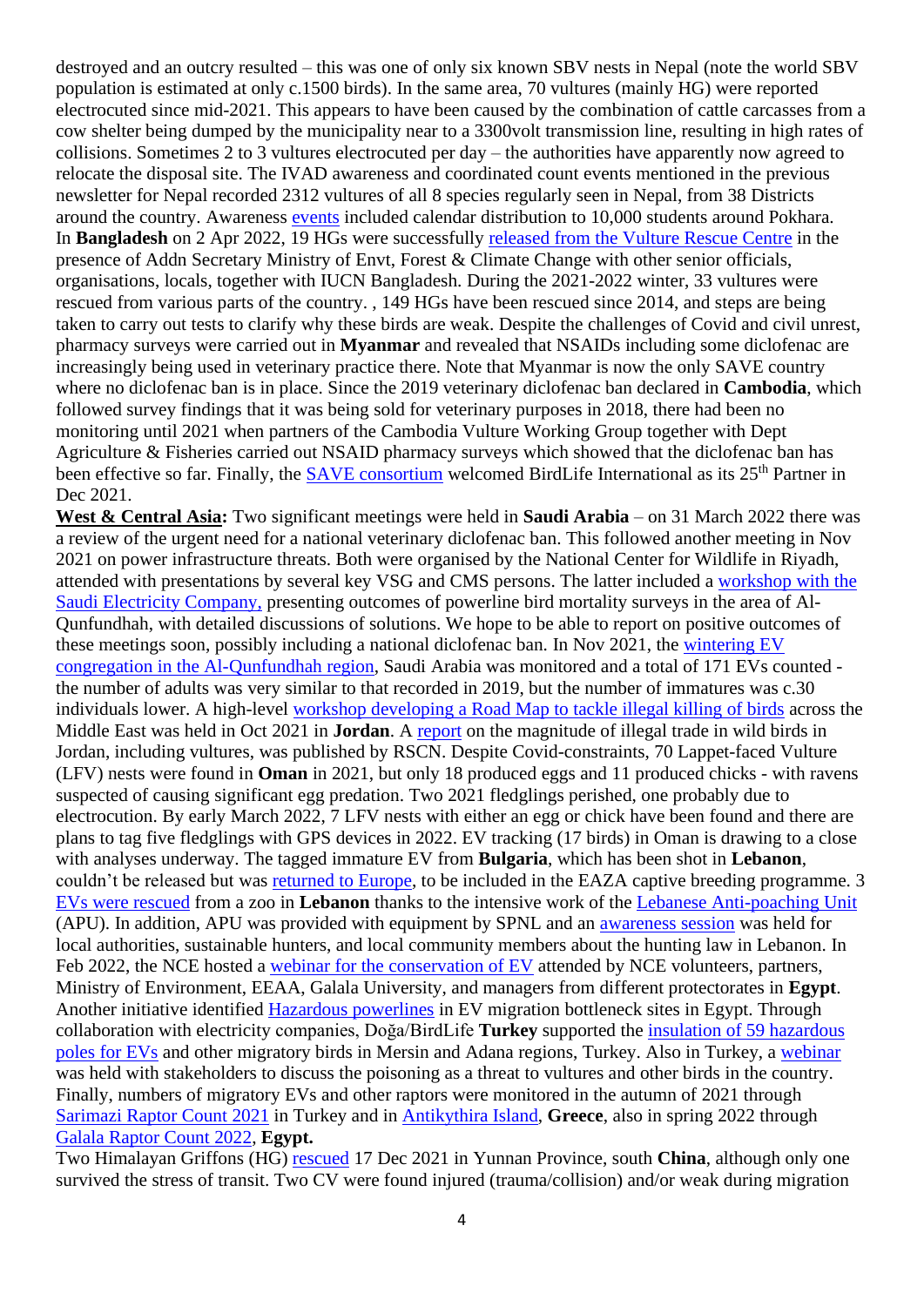destroyed and an outcry resulted – this was one of only six known SBV nests in Nepal (note the world SBV population is estimated at only c.1500 birds). In the same area, 70 vultures (mainly HG) were reported electrocuted since mid-2021. This appears to have been caused by the combination of cattle carcasses from a cow shelter being dumped by the municipality near to a 3300volt transmission line, resulting in high rates of collisions. Sometimes 2 to 3 vultures electrocuted per day – the authorities have apparently now agreed to relocate the disposal site. The IVAD awareness and coordinated count events mentioned in the previous newsletter for Nepal recorded 2312 vultures of all 8 species regularly seen in Nepal, from 38 Districts around the country. Awareness events included calendar distribution to 10,000 students around Pokhara. In **Bangladesh** on 2 Apr 2022, 19 HGs were successfully released from the Vulture Rescue Centre in the presence of Addn Secretary Ministry of Envt, Forest & Climate Change with other senior officials, organisations, locals, together with IUCN Bangladesh. During the 2021-2022 winter, 33 vultures were rescued from various parts of the country. , 149 HGs have been rescued since 2014, and steps are being taken to carry out tests to clarify why these birds are weak. Despite the challenges of Covid and civil unrest, pharmacy surveys were carried out in **Myanmar** and revealed that NSAIDs including some diclofenac are increasingly being used in veterinary practice there. Note that Myanmar is now the only SAVE country where no diclofenac ban is in place. Since the 2019 veterinary diclofenac ban declared in **Cambodia**, which followed survey findings that it was being sold for veterinary purposes in 2018, there had been no monitoring until 2021 when partners of the Cambodia Vulture Working Group together with Dept Agriculture & Fisheries carried out NSAID pharmacy surveys which showed that the diclofenac ban has been effective so far. Finally, the SAVE consortium welcomed BirdLife International as its 25th Partner in Dec 2021.

**West & Central Asia:** Two significant meetings were held in **Saudi Arabia** – on 31 March 2022 there was a review of the urgent need for a national veterinary diclofenac ban. This followed another meeting in Nov 2021 on power infrastructure threats. Both were organised by the National Center for Wildlife in Riyadh, attended with presentations by several key VSG and CMS persons. The latter included a workshop with the Saudi Electricity Company, presenting outcomes of powerline bird mortality surveys in the area of Al-Qunfundhah, with detailed discussions of solutions. We hope to be able to report on positive outcomes of these meetings soon, possibly including a national diclofenac ban. In Nov 2021, the wintering EV congregation in the Al-Qunfundhah region, Saudi Arabia was monitored and a total of 171 EVs counted - the number of adults was very similar to that recorded in 2019, but the number of immatures was c.30 individuals lower. A high-level workshop developing a Road Map to tackle illegal killing of birds across the Middle East was held in Oct 2021 in **Jordan**. A report on the magnitude of illegal trade in wild birds in Jordan, including vultures, was published by RSCN. Despite Covid-constraints, 70 Lappet-faced Vulture (LFV) nests were found in **Oman** in 2021, but only 18 produced eggs and 11 produced chicks - with ravens suspected of causing significant egg predation. Two 2021 fledglings perished, one probably due to electrocution. By early March 2022, 7 LFV nests with either an egg or chick have been found and there are plans to tag five fledglings with GPS devices in 2022. EV tracking (17 birds) in Oman is drawing to a close with analyses underway. The tagged immature EV from **Bulgaria**, which has been shot in **Lebanon**, couldn't be released but was returned to Europe, to be included in the EAZA captive breeding programme. 3 EVs were rescued from a zoo in **Lebanon** thanks to the intensive work of the Lebanese Anti-poaching Unit (APU). In addition, APU was provided with equipment by SPNL and an awareness session was held for local authorities, sustainable hunters, and local community members about the hunting law in Lebanon. In Feb 2022, the NCE hosted a webinar for the conservation of EV attended by NCE volunteers, partners, Ministry of Environment, EEAA, Galala University, and managers from different protectorates in **Egypt**. Another initiative identified Hazardous powerlines in EV migration bottleneck sites in Egypt. Through collaboration with electricity companies, Doğa/BirdLife **Turkey** supported the insulation of 59 hazardous poles for EVs and other migratory birds in Mersin and Adana regions, Turkey. Also in Turkey, a webinar was held with stakeholders to discuss the poisoning as a threat to vultures and other birds in the country. Finally, numbers of migratory EVs and other raptors were monitored in the autumn of 2021 through Sarimazi Raptor Count 2021 in Turkey and in Antikythira Island, **Greece**, also in spring 2022 through Galala Raptor Count 2022, **Egypt.**

Two Himalayan Griffons (HG) rescued 17 Dec 2021 in Yunnan Province, south **China**, although only one survived the stress of transit. Two CV were found injured (trauma/collision) and/or weak during migration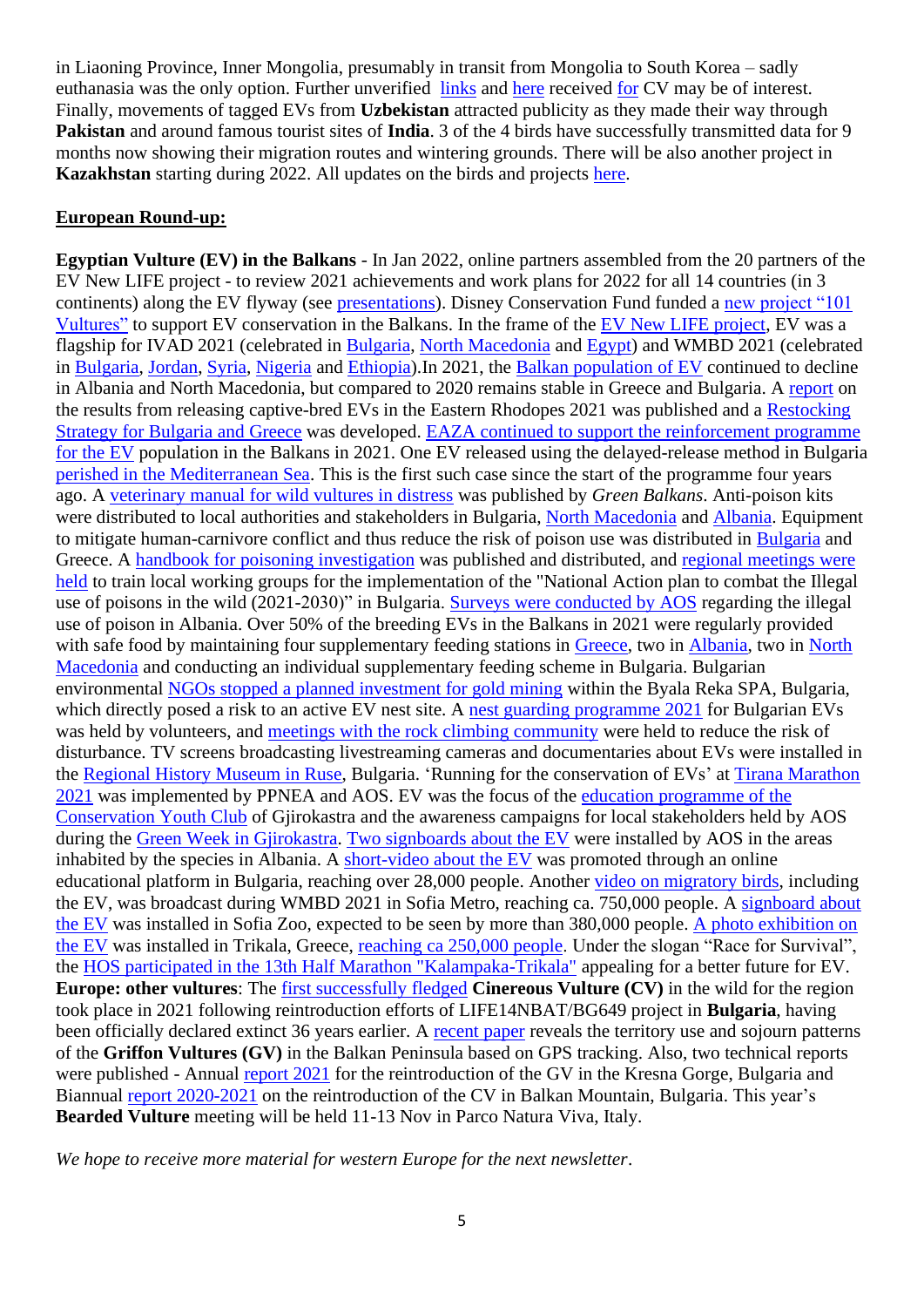in Liaoning Province, Inner Mongolia, presumably in transit from Mongolia to South Korea – sadly euthanasia was the only option. Further unverified links and here received for CV may be of interest. Finally, movements of tagged EVs from **Uzbekistan** attracted publicity as they made their way through **Pakistan** and around famous tourist sites of **India**. 3 of the 4 birds have successfully transmitted data for 9 months now showing their migration routes and wintering grounds. There will be also another project in **Kazakhstan** starting during 2022. All updates on the birds and projects here.

## European Round-up:

**Egyptian Vulture (EV) in the Balkans** - In Jan 2022, online partners assembled from the 20 partners of the EV New LIFE project - to review 2021 achievements and work plans for 2022 for all 14 countries (in 3 continents) along the EV flyway (see presentations). Disney Conservation Fund funded a new project "101 Vultures" to support EV conservation in the Balkans. In the frame of the EV New LIFE project, EV was a flagship for IVAD 2021 (celebrated in Bulgaria, North Macedonia and Egypt) and WMBD 2021 (celebrated in Bulgaria, Jordan, Syria, Nigeria and Ethiopia).In 2021, the Balkan population of EV continued to decline in Albania and North Macedonia, but compared to 2020 remains stable in Greece and Bulgaria. A report on the results from releasing captive-bred EVs in the Eastern Rhodopes 2021 was published and a Restocking Strategy for Bulgaria and Greece was developed. EAZA continued to support the reinforcement programme for the EV population in the Balkans in 2021. One EV released using the delayed-release method in Bulgaria perished in the Mediterranean Sea. This is the first such case since the start of the programme four years ago. A veterinary manual for wild vultures in distress was published by *Green Balkans*. Anti-poison kits were distributed to local authorities and stakeholders in Bulgaria, North Macedonia and Albania. Equipment to mitigate human-carnivore conflict and thus reduce the risk of poison use was distributed in Bulgaria and Greece. A handbook for poisoning investigation was published and distributed, and regional meetings were held to train local working groups for the implementation of the "National Action plan to combat the Illegal use of poisons in the wild (2021-2030)" in Bulgaria. Surveys were conducted by AOS regarding the illegal use of poison in Albania. Over 50% of the breeding EVs in the Balkans in 2021 were regularly provided with safe food by maintaining four supplementary feeding stations in Greece, two in Albania, two in North Macedonia and conducting an individual supplementary feeding scheme in Bulgaria. Bulgarian environmental NGOs stopped a planned investment for gold mining within the Byala Reka SPA, Bulgaria, which directly posed a risk to an active EV nest site. A nest guarding programme 2021 for Bulgarian EVs was held by volunteers, and meetings with the rock climbing community were held to reduce the risk of disturbance. TV screens broadcasting livestreaming cameras and documentaries about EVs were installed in the Regional History Museum in Ruse, Bulgaria. 'Running for the conservation of EVs' at Tirana Marathon 2021 was implemented by PPNEA and AOS. EV was the focus of the education programme of the Conservation Youth Club of Gjirokastra and the awareness campaigns for local stakeholders held by AOS during the Green Week in Gjirokastra. Two signboards about the EV were installed by AOS in the areas inhabited by the species in Albania. A short-video about the EV was promoted through an online educational platform in Bulgaria, reaching over 28,000 people. Another video on migratory birds, including the EV, was broadcast during WMBD 2021 in Sofia Metro, reaching ca. 750,000 people. A signboard about the EV was installed in Sofia Zoo, expected to be seen by more than 380,000 people. A photo exhibition on the EV was installed in Trikala, Greece, reaching ca 250,000 people. Under the slogan "Race for Survival", the HOS participated in the 13th Half Marathon "Kalampaka-Trikala" appealing for a better future for EV.
**Europe: other vultures**: The first successfully fledged **Cinereous Vulture (CV)** in the wild for the region took place in 2021 following reintroduction efforts of LIFE14NBAT/BG649 project in **Bulgaria**, having been officially declared extinct 36 years earlier. A recent paper reveals the territory use and sojourn patterns of the **Griffon Vultures (GV)** in the Balkan Peninsula based on GPS tracking. Also, two technical reports were published - Annual report 2021 for the reintroduction of the GV in the Kresna Gorge, Bulgaria and Biannual report 2020-2021 on the reintroduction of the CV in Balkan Mountain, Bulgaria. This year's **Bearded Vulture** meeting will be held 11-13 Nov in Parco Natura Viva, Italy.

*We hope to receive more material for western Europe for the next newsletter*.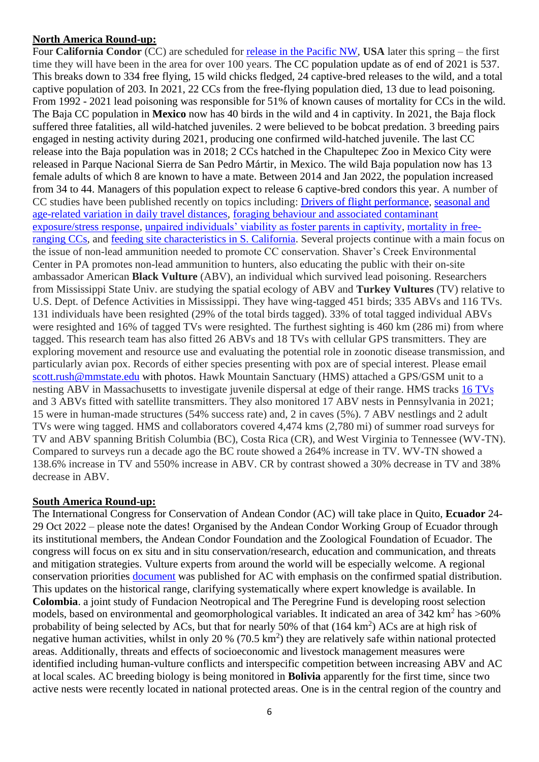**North America Round-up:**

Four **California Condor** (CC) are scheduled for release in the Pacific NW, **USA** later this spring – the first time they will have been in the area for over 100 years. The CC population update as of end of 2021 is 537. This breaks down to 334 free flying, 15 wild chicks fledged, 24 captive-bred releases to the wild, and a total captive population of 203. In 2021, 22 CCs from the free-flying population died, 13 due to lead poisoning. From 1992 - 2021 lead poisoning was responsible for 51% of known causes of mortality for CCs in the wild. The Baja CC population in **Mexico** now has 40 birds in the wild and 4 in captivity. In 2021, the Baja flock suffered three fatalities, all wild-hatched juveniles. 2 were believed to be bobcat predation. 3 breeding pairs engaged in nesting activity during 2021, producing one confirmed wild-hatched juvenile. The last CC release into the Baja population was in 2018; 2 CCs hatched in the Chapultepec Zoo in Mexico City were released in Parque Nacional Sierra de San Pedro Mártir, in Mexico. The wild Baja population now has 13 female adults of which 8 are known to have a mate. Between 2014 and Jan 2022, the population increased from 34 to 44. Managers of this population expect to release 6 captive-bred condors this year. A number of CC studies have been published recently on topics including: Drivers of flight performance, seasonal and age-related variation in daily travel distances, foraging behaviour and associated contaminant exposure/stress response, unpaired individuals' viability as foster parents in captivity, mortality in free-ranging CCs, and feeding site characteristics in S. California. Several projects continue with a main focus on the issue of non-lead ammunition needed to promote CC conservation. Shaver's Creek Environmental Center in PA promotes non-lead ammunition to hunters, also educating the public with their on-site ambassador American **Black Vulture** (ABV), an individual which survived lead poisoning. Researchers from Mississippi State Univ. are studying the spatial ecology of ABV and **Turkey Vultures** (TV) relative to U.S. Dept. of Defence Activities in Mississippi. They have wing-tagged 451 birds; 335 ABVs and 116 TVs. 131 individuals have been resighted (29% of the total birds tagged). 33% of total tagged individual ABVs were resighted and 16% of tagged TVs were resighted. The furthest sighting is 460 km (286 mi) from where tagged. This research team has also fitted 26 ABVs and 18 TVs with cellular GPS transmitters. They are exploring movement and resource use and evaluating the potential role in zoonotic disease transmission, and particularly avian pox. Records of either species presenting with pox are of special interest. Please email scott.rush@mmstate.edu with photos. Hawk Mountain Sanctuary (HMS) attached a GPS/GSM unit to a nesting ABV in Massachusetts to investigate juvenile dispersal at edge of their range. HMS tracks 16 TVs and 3 ABVs fitted with satellite transmitters. They also monitored 17 ABV nests in Pennsylvania in 2021; 15 were in human-made structures (54% success rate) and, 2 in caves (5%). 7 ABV nestlings and 2 adult TVs were wing tagged. HMS and collaborators covered 4,474 kms (2,780 mi) of summer road surveys for TV and ABV spanning British Columbia (BC), Costa Rica (CR), and West Virginia to Tennessee (WV-TN). Compared to surveys run a decade ago the BC route showed a 264% increase in TV. WV-TN showed a 138.6% increase in TV and 550% increase in ABV. CR by contrast showed a 30% decrease in TV and 38% decrease in ABV.

**South America Round-up:**

The International Congress for Conservation of Andean Condor (AC) will take place in Quito, **Ecuador** 24-29 Oct 2022 – please note the dates! Organised by the Andean Condor Working Group of Ecuador through its institutional members, the Andean Condor Foundation and the Zoological Foundation of Ecuador. The congress will focus on ex situ and in situ conservation/research, education and communication, and threats and mitigation strategies. Vulture experts from around the world will be especially welcome. A regional conservation priorities document was published for AC with emphasis on the confirmed spatial distribution. This updates on the historical range, clarifying systematically where expert knowledge is available. In **Colombia**. a joint study of Fundacion Neotropical and The Peregrine Fund is developing roost selection models, based on environmental and geomorphological variables. It indicated an area of 342 km$^2$ has >60% probability of being selected by ACs, but that for nearly 50% of that (164 km$^2$) ACs are at high risk of negative human activities, whilst in only 20 % (70.5 km$^2$) they are relatively safe within national protected areas. Additionally, threats and effects of socioeconomic and livestock management measures were identified including human-vulture conflicts and interspecific competition between increasing ABV and AC at local scales. AC breeding biology is being monitored in **Bolivia** apparently for the first time, since two active nests were recently located in national protected areas. One is in the central region of the country and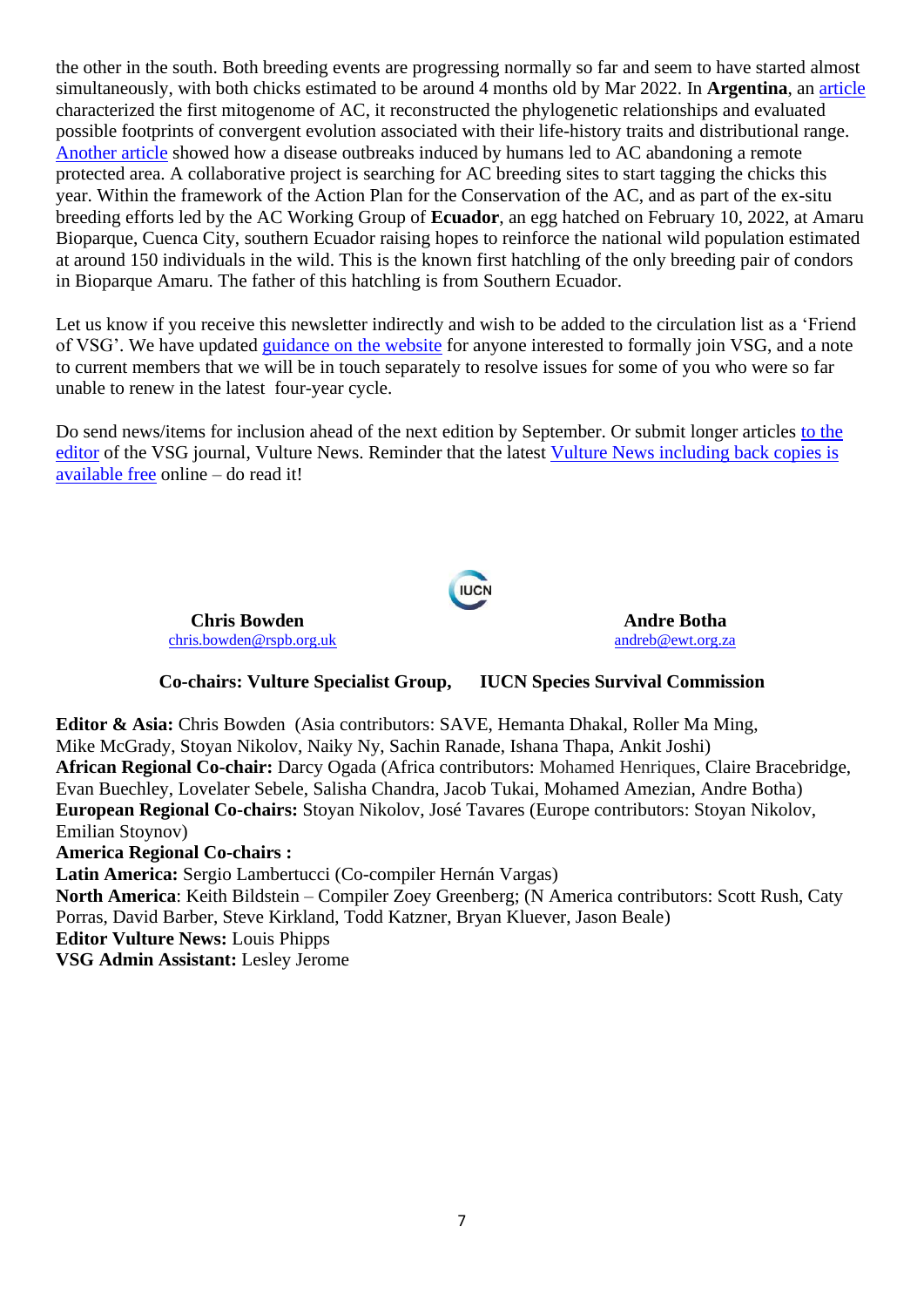the other in the south. Both breeding events are progressing normally so far and seem to have started almost simultaneously, with both chicks estimated to be around 4 months old by Mar 2022. In **Argentina**, an article characterized the first mitogenome of AC, it reconstructed the phylogenetic relationships and evaluated possible footprints of convergent evolution associated with their life-history traits and distributional range. Another article showed how a disease outbreaks induced by humans led to AC abandoning a remote protected area. A collaborative project is searching for AC breeding sites to start tagging the chicks this year. Within the framework of the Action Plan for the Conservation of the AC, and as part of the ex-situ breeding efforts led by the AC Working Group of **Ecuador**, an egg hatched on February 10, 2022, at Amaru Bioparque, Cuenca City, southern Ecuador raising hopes to reinforce the national wild population estimated at around 150 individuals in the wild. This is the known first hatchling of the only breeding pair of condors in Bioparque Amaru. The father of this hatchling is from Southern Ecuador.

Let us know if you receive this newsletter indirectly and wish to be added to the circulation list as a 'Friend of VSG'. We have updated guidance on the website for anyone interested to formally join VSG, and a note to current members that we will be in touch separately to resolve issues for some of you who were so far unable to renew in the latest four-year cycle.

Do send news/items for inclusion ahead of the next edition by September. Or submit longer articles to the editor of the VSG journal, Vulture News. Reminder that the latest Vulture News including back copies is available free online – do read it!

IUCN

**Chris Bowden**
chris.bowden@rspb.org.uk

**Andre Botha**
andreb@ewt.org.za

**Co-chairs: Vulture Specialist Group, IUCN Species Survival Commission**

**Editor & Asia:** Chris Bowden (Asia contributors: SAVE, Hemanta Dhakal, Roller Ma Ming, Mike McGrady, Stoyan Nikolov, Naiky Ny, Sachin Ranade, Ishana Thapa, Ankit Joshi)
**African Regional Co-chair:** Darcy Ogada (Africa contributors: Mohamed Henriques, Claire Bracebridge, Evan Buechley, Lovelater Sebele, Salisha Chandra, Jacob Tukai, Mohamed Amezian, Andre Botha)
**European Regional Co-chairs:** Stoyan Nikolov, José Tavares (Europe contributors: Stoyan Nikolov, Emilian Stoynov)
**America Regional Co-chairs :**
**Latin America:** Sergio Lambertucci (Co-compiler Hernán Vargas)
**North America**: Keith Bildstein – Compiler Zoey Greenberg; (N America contributors: Scott Rush, Caty Porras, David Barber, Steve Kirkland, Todd Katzner, Bryan Kluever, Jason Beale)
**Editor Vulture News:** Louis Phipps
**VSG Admin Assistant:** Lesley Jerome